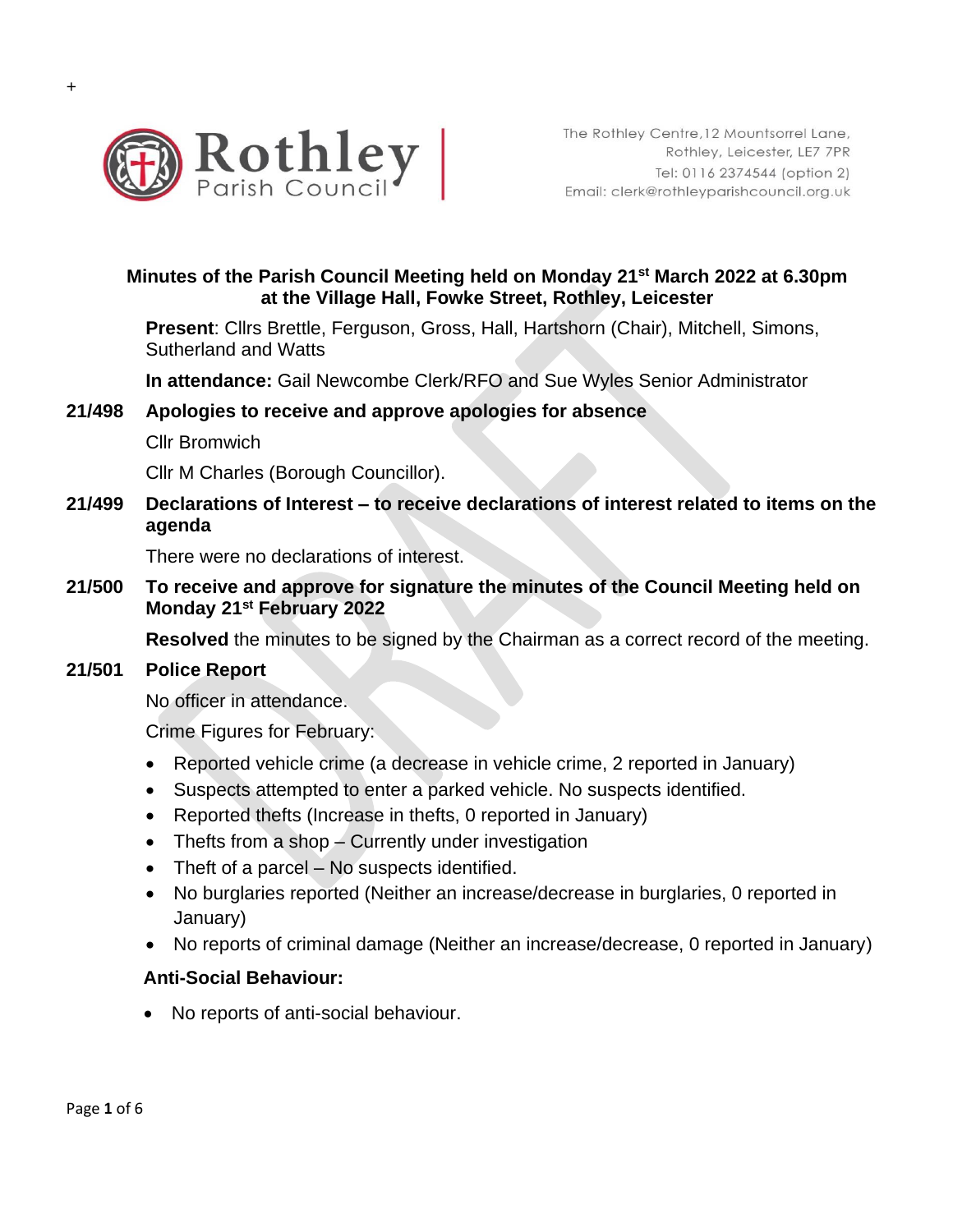+

Rothley Parish Council

The Rothley Centre, 12 Mountsorrel Lane,
Rothley, Leicester, LE7 7PR
Tel: 0116 2374544 (option 2)
Email: clerk@rothleyparishcouncil.org.uk

**Minutes of the Parish Council Meeting held on Monday 21st March 2022 at 6.30pm at the Village Hall, Fowke Street, Rothley, Leicester**

**Present**: Cllrs Brettle, Ferguson, Gross, Hall, Hartshorn (Chair), Mitchell, Simons, Sutherland and Watts

**In attendance:** Gail Newcombe Clerk/RFO and Sue Wyles Senior Administrator

**21/498 Apologies to receive and approve apologies for absence**

Cllr Bromwich

Cllr M Charles (Borough Councillor).

**21/499 Declarations of Interest – to receive declarations of interest related to items on the agenda**

There were no declarations of interest.

**21/500 To receive and approve for signature the minutes of the Council Meeting held on Monday 21st February 2022**

**Resolved** the minutes to be signed by the Chairman as a correct record of the meeting.

**21/501 Police Report**

No officer in attendance.

Crime Figures for February:

- Reported vehicle crime (a decrease in vehicle crime, 2 reported in January)
- Suspects attempted to enter a parked vehicle. No suspects identified.
- Reported thefts (Increase in thefts, 0 reported in January)
- Thefts from a shop – Currently under investigation
- Theft of a parcel – No suspects identified.
- No burglaries reported (Neither an increase/decrease in burglaries, 0 reported in January)
- No reports of criminal damage (Neither an increase/decrease, 0 reported in January)

**Anti-Social Behaviour:**

- No reports of anti-social behaviour.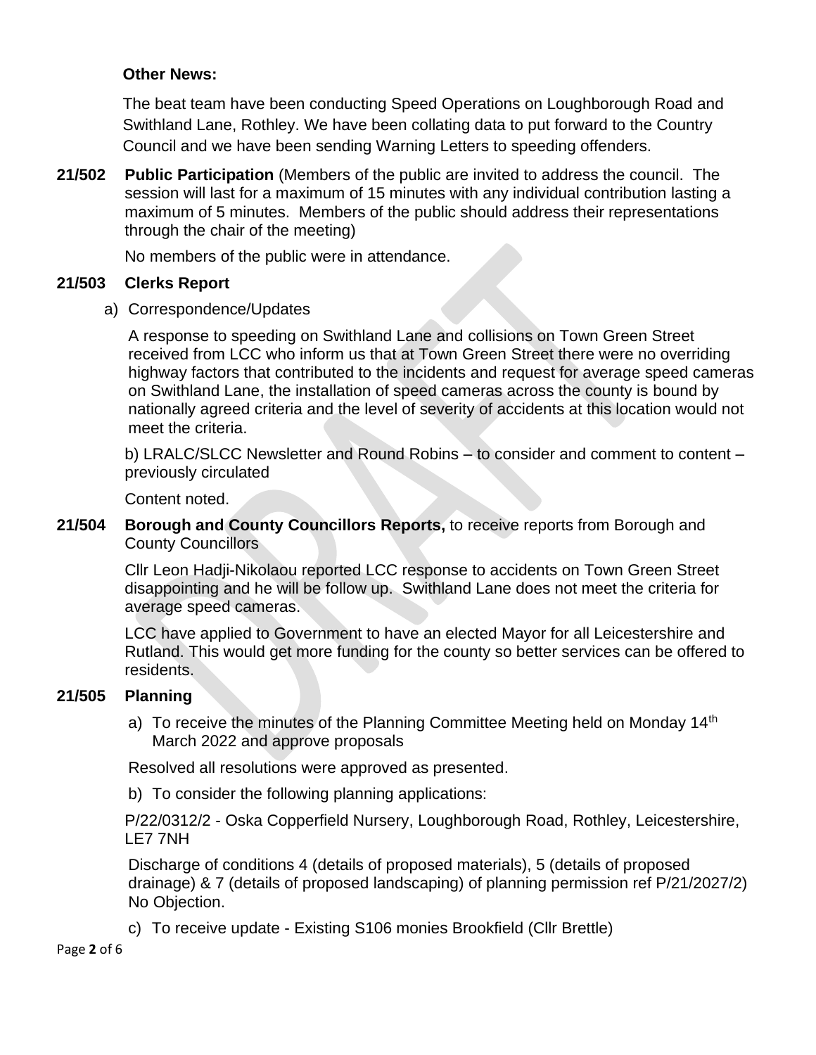**Other News:**

The beat team have been conducting Speed Operations on Loughborough Road and Swithland Lane, Rothley. We have been collating data to put forward to the Country Council and we have been sending Warning Letters to speeding offenders.

**21/502 Public Participation** (Members of the public are invited to address the council. The session will last for a maximum of 15 minutes with any individual contribution lasting a maximum of 5 minutes. Members of the public should address their representations through the chair of the meeting)

No members of the public were in attendance.

**21/503 Clerks Report**

a) Correspondence/Updates

A response to speeding on Swithland Lane and collisions on Town Green Street received from LCC who inform us that at Town Green Street there were no overriding highway factors that contributed to the incidents and request for average speed cameras on Swithland Lane, the installation of speed cameras across the county is bound by nationally agreed criteria and the level of severity of accidents at this location would not meet the criteria.

b) LRALC/SLCC Newsletter and Round Robins – to consider and comment to content – previously circulated

Content noted.

**21/504 Borough and County Councillors Reports,** to receive reports from Borough and County Councillors

Cllr Leon Hadji-Nikolaou reported LCC response to accidents on Town Green Street disappointing and he will be follow up. Swithland Lane does not meet the criteria for average speed cameras.

LCC have applied to Government to have an elected Mayor for all Leicestershire and Rutland. This would get more funding for the county so better services can be offered to residents.

**21/505 Planning**

a) To receive the minutes of the Planning Committee Meeting held on Monday 14th March 2022 and approve proposals

Resolved all resolutions were approved as presented.

b) To consider the following planning applications:

P/22/0312/2 - Oska Copperfield Nursery, Loughborough Road, Rothley, Leicestershire, LE7 7NH

Discharge of conditions 4 (details of proposed materials), 5 (details of proposed drainage) & 7 (details of proposed landscaping) of planning permission ref P/21/2027/2) No Objection.

c) To receive update - Existing S106 monies Brookfield (Cllr Brettle)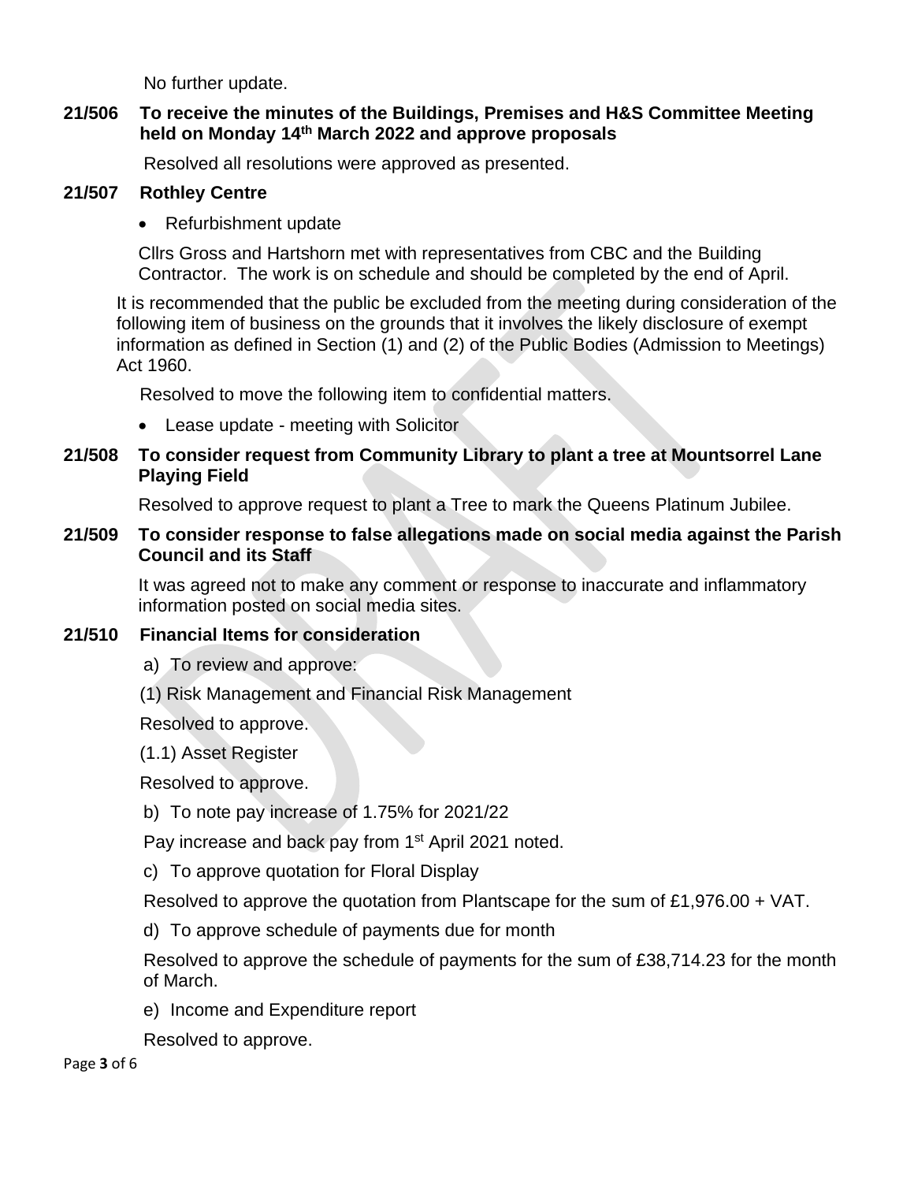No further update.

**21/506 To receive the minutes of the Buildings, Premises and H&S Committee Meeting held on Monday 14th March 2022 and approve proposals**

Resolved all resolutions were approved as presented.

**21/507 Rothley Centre**

- Refurbishment update

Cllrs Gross and Hartshorn met with representatives from CBC and the Building Contractor. The work is on schedule and should be completed by the end of April.

It is recommended that the public be excluded from the meeting during consideration of the following item of business on the grounds that it involves the likely disclosure of exempt information as defined in Section (1) and (2) of the Public Bodies (Admission to Meetings) Act 1960.

Resolved to move the following item to confidential matters.

- Lease update - meeting with Solicitor

**21/508 To consider request from Community Library to plant a tree at Mountsorrel Lane Playing Field**

Resolved to approve request to plant a Tree to mark the Queens Platinum Jubilee.

**21/509 To consider response to false allegations made on social media against the Parish Council and its Staff**

It was agreed not to make any comment or response to inaccurate and inflammatory information posted on social media sites.

**21/510 Financial Items for consideration**

a) To review and approve:

(1) Risk Management and Financial Risk Management

Resolved to approve.

(1.1) Asset Register

Resolved to approve.

b) To note pay increase of 1.75% for 2021/22

Pay increase and back pay from 1st April 2021 noted.

c) To approve quotation for Floral Display

Resolved to approve the quotation from Plantscape for the sum of £1,976.00 + VAT.

d) To approve schedule of payments due for month

Resolved to approve the schedule of payments for the sum of £38,714.23 for the month of March.

e) Income and Expenditure report

Resolved to approve.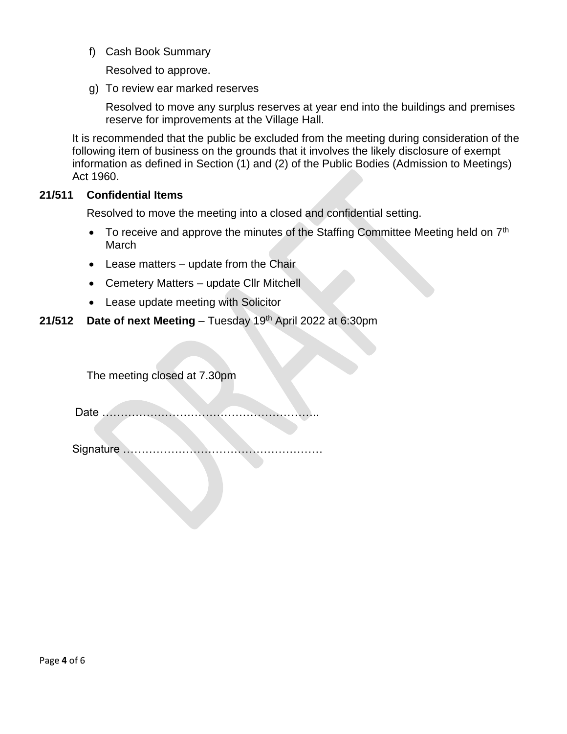f) Cash Book Summary

   Resolved to approve.

g) To review ear marked reserves

   Resolved to move any surplus reserves at year end into the buildings and premises reserve for improvements at the Village Hall.

It is recommended that the public be excluded from the meeting during consideration of the following item of business on the grounds that it involves the likely disclosure of exempt information as defined in Section (1) and (2) of the Public Bodies (Admission to Meetings) Act 1960.

**21/511 Confidential Items**

Resolved to move the meeting into a closed and confidential setting.

- To receive and approve the minutes of the Staffing Committee Meeting held on 7th March
- Lease matters – update from the Chair
- Cemetery Matters – update Cllr Mitchell
- Lease update meeting with Solicitor

**21/512 Date of next Meeting** – Tuesday 19th April 2022 at 6:30pm

The meeting closed at 7.30pm

Date …………………………………………………..

Signature ………………………………………………

DRAFT